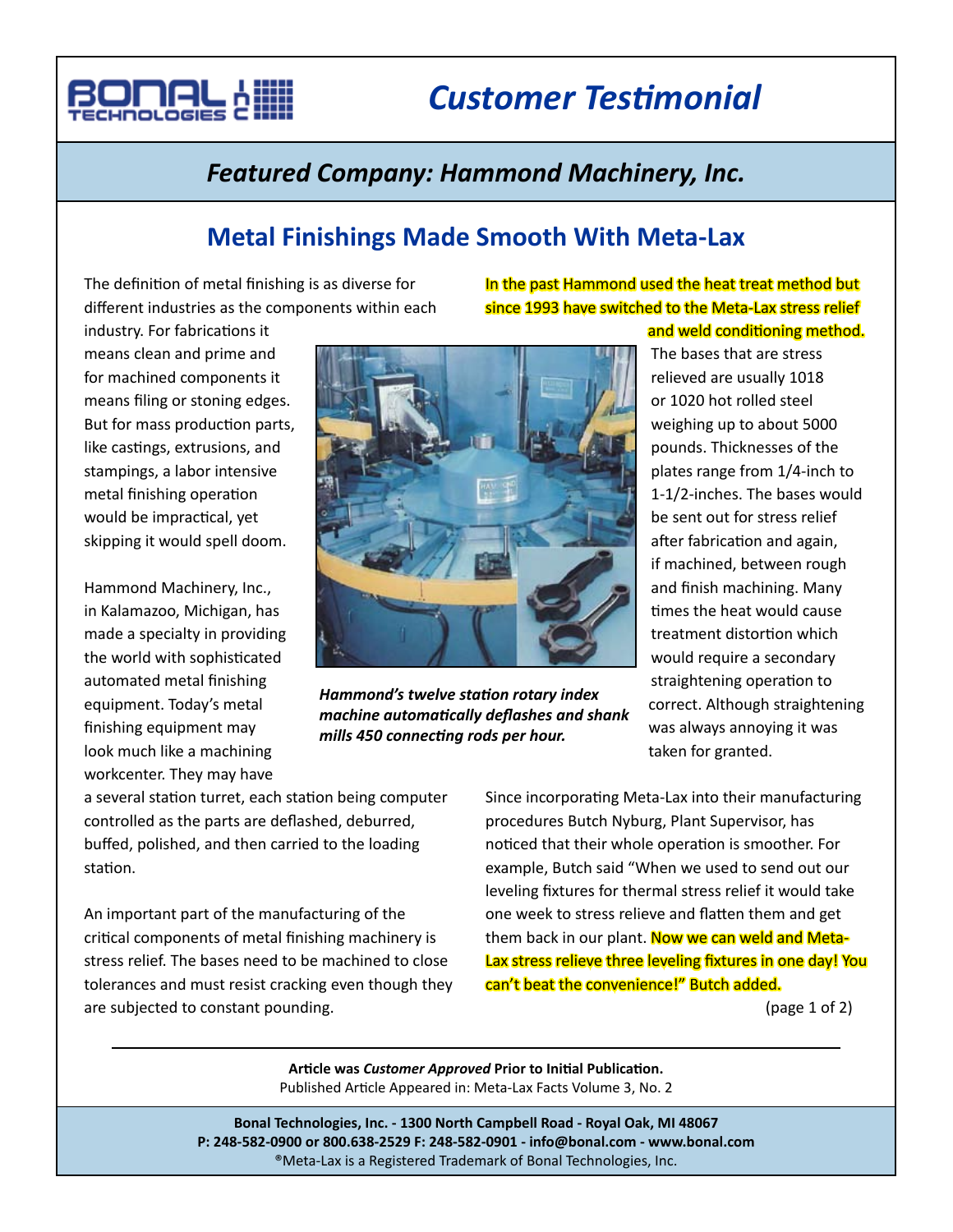# Customer Testimonial

## Featured Company: Hammond Machinery, Inc.

## Metal Finishings Made Smooth With Meta-Lax

The definition of metal finishing is as diverse for different industries as the components within each industry. For fabrications it means clean and prime and for machined components it means filing or stoning edges. But for mass production parts, like castings, extrusions, and stampings, a labor intensive metal finishing operation would be impractical, yet skipping it would spell doom.

Hammond Machinery, Inc., in Kalamazoo, Michigan, has made a specialty in providing the world with sophisticated automated metal finishing equipment. Today's metal finishing equipment may look much like a machining workcenter. They may have a several station turret, each station being computer controlled as the parts are deflashed, deburred, buffed, polished, and then carried to the loading station.

*Hammond's twelve station rotary index machine automatically deflashes and shank mills 450 connecting rods per hour.*

An important part of the manufacturing of the critical components of metal finishing machinery is stress relief. The bases need to be machined to close tolerances and must resist cracking even though they are subjected to constant pounding.

In the past Hammond used the heat treat method but since 1993 have switched to the Meta-Lax stress relief and weld conditioning method. The bases that are stress relieved are usually 1018 or 1020 hot rolled steel weighing up to about 5000 pounds. Thicknesses of the plates range from 1/4-inch to 1-1/2-inches. The bases would be sent out for stress relief after fabrication and again, if machined, between rough and finish machining. Many times the heat would cause treatment distortion which would require a secondary straightening operation to correct. Although straightening was always annoying it was taken for granted.

Since incorporating Meta-Lax into their manufacturing procedures Butch Nyburg, Plant Supervisor, has noticed that their whole operation is smoother. For example, Butch said "When we used to send out our leveling fixtures for thermal stress relief it would take one week to stress relieve and flatten them and get them back in our plant. Now we can weld and Meta-Lax stress relieve three leveling fixtures in one day! You can't beat the convenience!" Butch added.

**Article was *Customer Approved* Prior to Initial Publication.**
Published Article Appeared in: Meta-Lax Facts Volume 3, No. 2

**Bonal Technologies, Inc. - 1300 North Campbell Road - Royal Oak, MI 48067**
**P: 248-582-0900 or 800.638-2529 F: 248-582-0901 - info@bonal.com - www.bonal.com**
®Meta-Lax is a Registered Trademark of Bonal Technologies, Inc.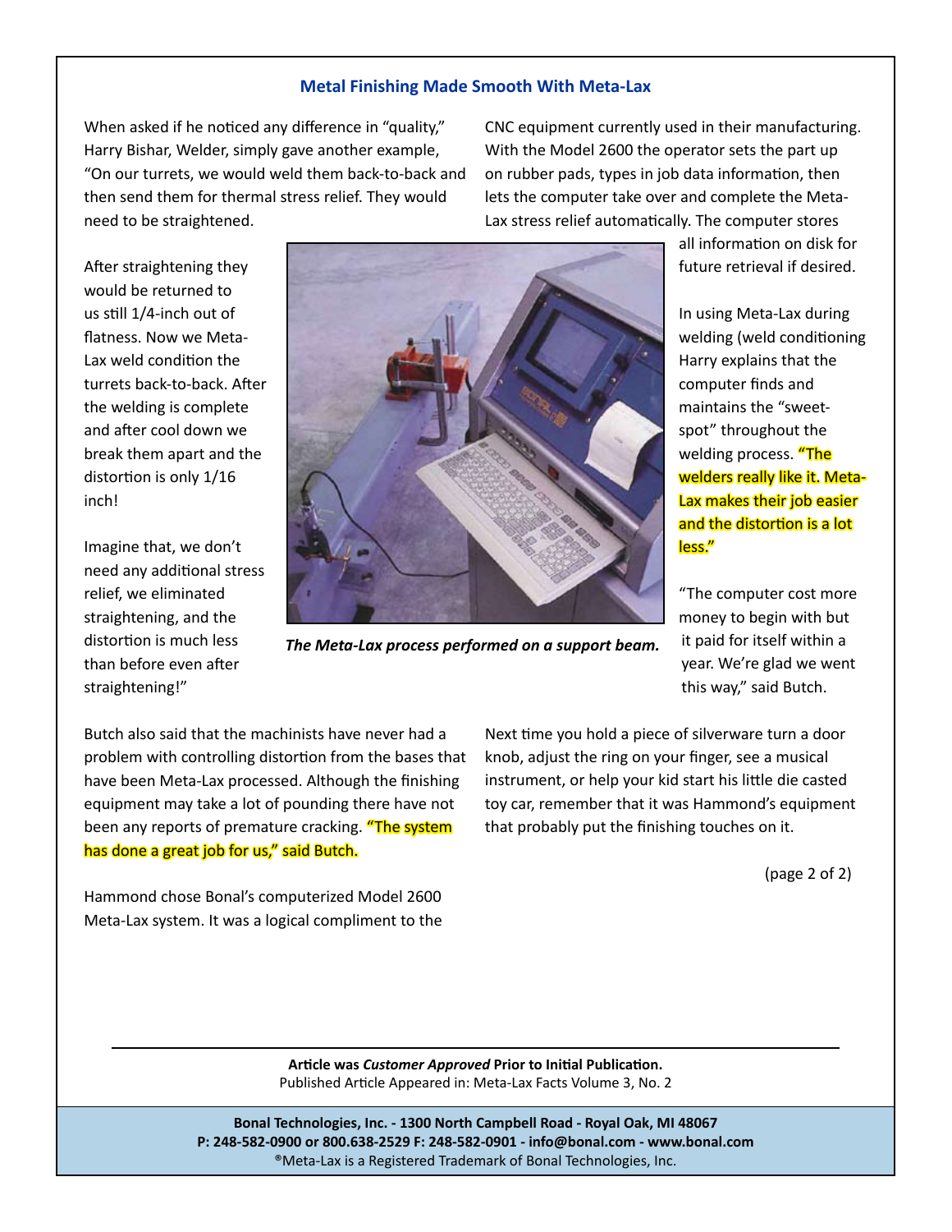### Metal Finishing Made Smooth With Meta-Lax

When asked if he noticed any difference in "quality," Harry Bishar, Welder, simply gave another example, "On our turrets, we would weld them back-to-back and then send them for thermal stress relief. They would need to be straightened.

After straightening they would be returned to us still 1/4-inch out of flatness. Now we Meta-Lax weld condition the turrets back-to-back. After the welding is complete and after cool down we break them apart and the distortion is only 1/16 inch!

Imagine that, we don't need any additional stress relief, we eliminated straightening, and the distortion is much less than before even after straightening!"

*The Meta-Lax process performed on a support beam.*

Butch also said that the machinists have never had a problem with controlling distortion from the bases that have been Meta-Lax processed. Although the finishing equipment may take a lot of pounding there have not been any reports of premature cracking. "The system has done a great job for us," said Butch.

Hammond chose Bonal's computerized Model 2600 Meta-Lax system. It was a logical compliment to the CNC equipment currently used in their manufacturing. With the Model 2600 the operator sets the part up on rubber pads, types in job data information, then lets the computer take over and complete the Meta-Lax stress relief automatically. The computer stores all information on disk for future retrieval if desired.

In using Meta-Lax during welding (weld conditioning Harry explains that the computer finds and maintains the "sweet-spot" throughout the welding process. "The welders really like it. Meta-Lax makes their job easier and the distortion is a lot less."

"The computer cost more money to begin with but it paid for itself within a year. We're glad we went this way," said Butch.

Next time you hold a piece of silverware turn a door knob, adjust the ring on your finger, see a musical instrument, or help your kid start his little die casted toy car, remember that it was Hammond's equipment that probably put the finishing touches on it.

---

**Article was *Customer Approved* Prior to Initial Publication.**
Published Article Appeared in: Meta-Lax Facts Volume 3, No. 2

**Bonal Technologies, Inc. - 1300 North Campbell Road - Royal Oak, MI 48067**
**P: 248-582-0900 or 800.638-2529 F: 248-582-0901 - info@bonal.com - www.bonal.com**
®Meta-Lax is a Registered Trademark of Bonal Technologies, Inc.